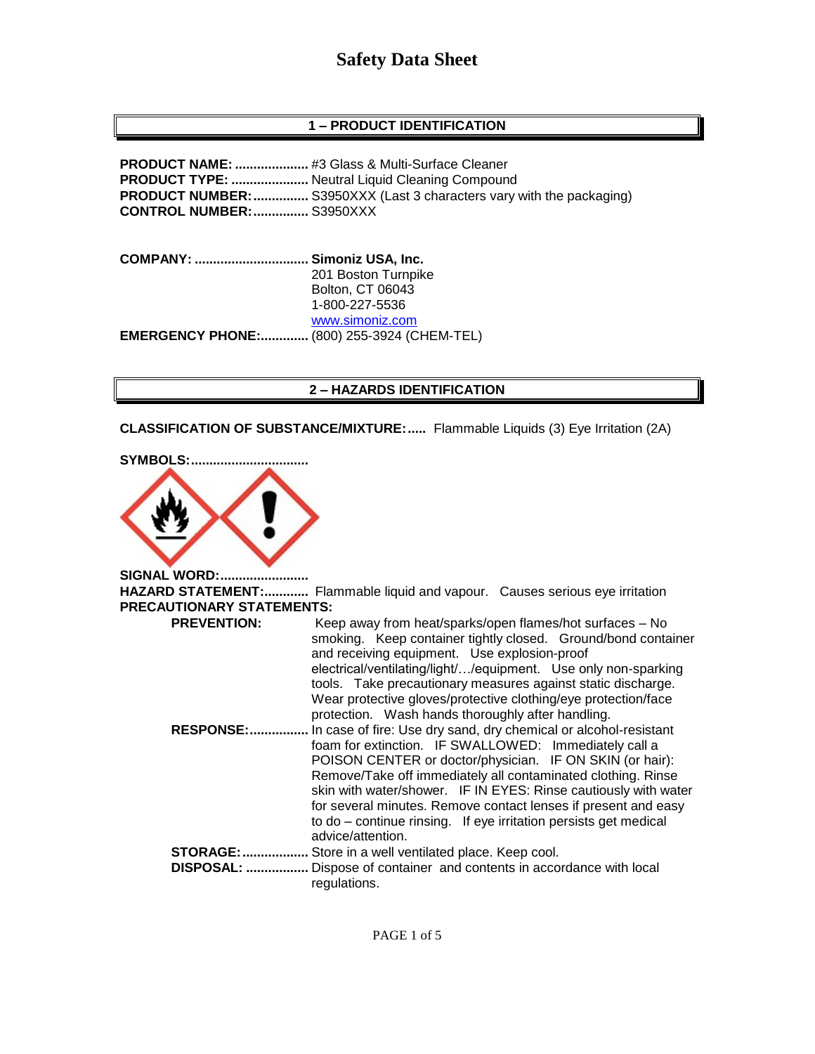# Safety Data Sheet

## 1 – PRODUCT IDENTIFICATION

**PRODUCT NAME:** .................... #3 Glass & Multi-Surface Cleaner
**PRODUCT TYPE:** ..................... Neutral Liquid Cleaning Compound
**PRODUCT NUMBER:**............... S3950XXX (Last 3 characters vary with the packaging)
**CONTROL NUMBER:**............... S3950XXX

**COMPANY:** ............................... **Simoniz USA, Inc.**
201 Boston Turnpike
Bolton, CT 06043
1-800-227-5536
www.simoniz.com
**EMERGENCY PHONE:**............. (800) 255-3924 (CHEM-TEL)

## 2 – HAZARDS IDENTIFICATION

**CLASSIFICATION OF SUBSTANCE/MIXTURE:**..... Flammable Liquids (3) Eye Irritation (2A)

**SYMBOLS:**................................

**SIGNAL WORD:**.......................

**HAZARD STATEMENT:**............ Flammable liquid and vapour. Causes serious eye irritation

**PRECAUTIONARY STATEMENTS:**

**PREVENTION:** Keep away from heat/sparks/open flames/hot surfaces – No smoking. Keep container tightly closed. Ground/bond container and receiving equipment. Use explosion-proof electrical/ventilating/light/…/equipment. Use only non-sparking tools. Take precautionary measures against static discharge. Wear protective gloves/protective clothing/eye protection/face protection. Wash hands thoroughly after handling.

**RESPONSE:**................ In case of fire: Use dry sand, dry chemical or alcohol-resistant foam for extinction. IF SWALLOWED: Immediately call a POISON CENTER or doctor/physician. IF ON SKIN (or hair): Remove/Take off immediately all contaminated clothing. Rinse skin with water/shower. IF IN EYES: Rinse cautiously with water for several minutes. Remove contact lenses if present and easy to do – continue rinsing. If eye irritation persists get medical advice/attention.

**STORAGE:**.................. Store in a well ventilated place. Keep cool.

**DISPOSAL:** ................. Dispose of container and contents in accordance with local regulations.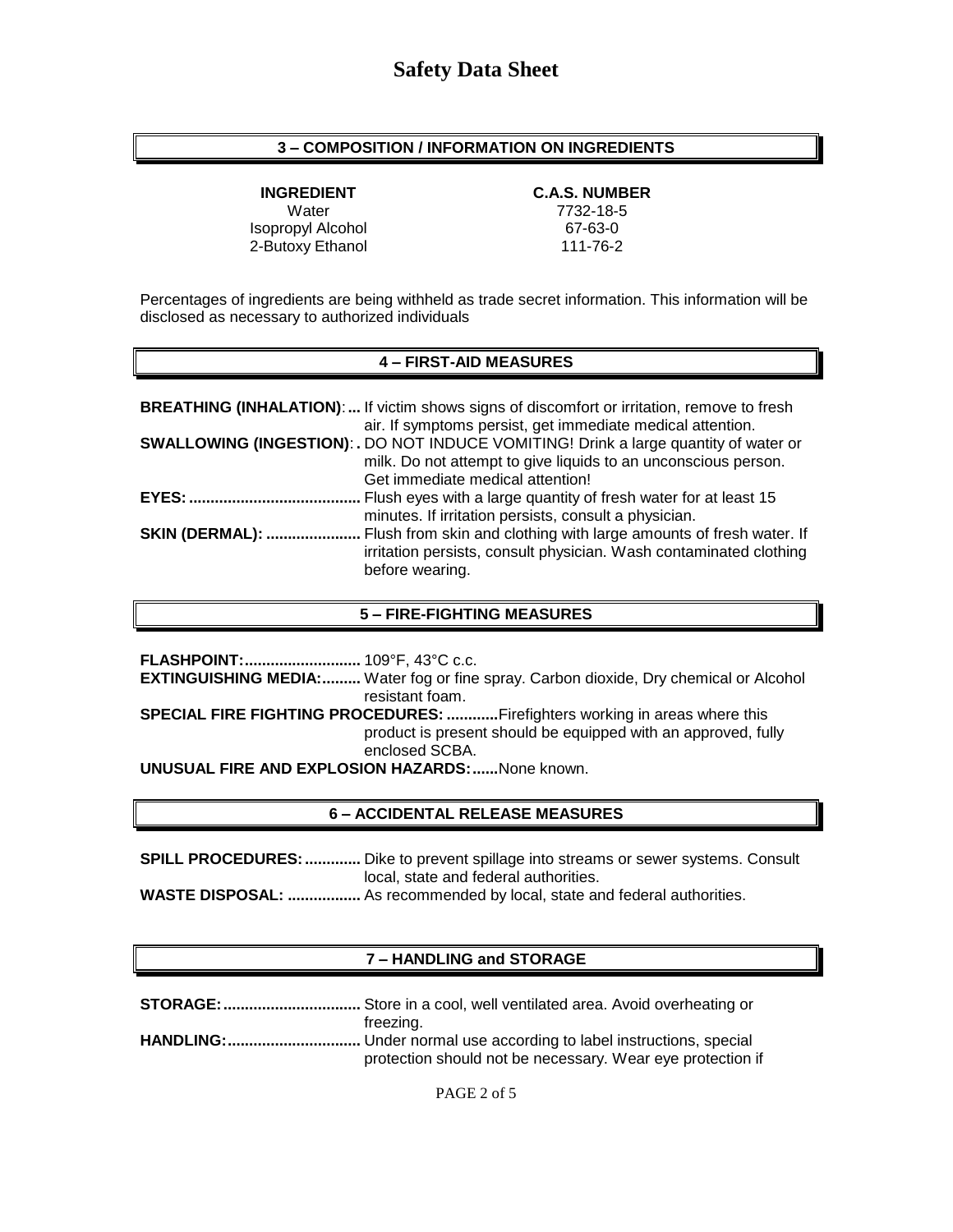## 3 – COMPOSITION / INFORMATION ON INGREDIENTS

| INGREDIENT | C.A.S. NUMBER |
|---|---|
| Water | 7732-18-5 |
| Isopropyl Alcohol | 67-63-0 |
| 2-Butoxy Ethanol | 111-76-2 |

Percentages of ingredients are being withheld as trade secret information. This information will be disclosed as necessary to authorized individuals

## 4 – FIRST-AID MEASURES

**BREATHING (INHALATION)**:**...** If victim shows signs of discomfort or irritation, remove to fresh air. If symptoms persist, get immediate medical attention.

**SWALLOWING (INGESTION)**:**.** DO NOT INDUCE VOMITING! Drink a large quantity of water or milk. Do not attempt to give liquids to an unconscious person. Get immediate medical attention!

**EYES:........................................** Flush eyes with a large quantity of fresh water for at least 15 minutes. If irritation persists, consult a physician.

**SKIN (DERMAL): ......................** Flush from skin and clothing with large amounts of fresh water. If irritation persists, consult physician. Wash contaminated clothing before wearing.

## 5 – FIRE-FIGHTING MEASURES

**FLASHPOINT:...........................** 109°F, 43°C c.c.

**EXTINGUISHING MEDIA:.........** Water fog or fine spray. Carbon dioxide, Dry chemical or Alcohol resistant foam.

**SPECIAL FIRE FIGHTING PROCEDURES: ............**Firefighters working in areas where this product is present should be equipped with an approved, fully enclosed SCBA.

**UNUSUAL FIRE AND EXPLOSION HAZARDS:......**None known.

## 6 – ACCIDENTAL RELEASE MEASURES

**SPILL PROCEDURES: .............** Dike to prevent spillage into streams or sewer systems. Consult local, state and federal authorities.

**WASTE DISPOSAL: .................** As recommended by local, state and federal authorities.

## 7 – HANDLING and STORAGE

**STORAGE:................................** Store in a cool, well ventilated area. Avoid overheating or freezing.

**HANDLING:...............................** Under normal use according to label instructions, special protection should not be necessary. Wear eye protection if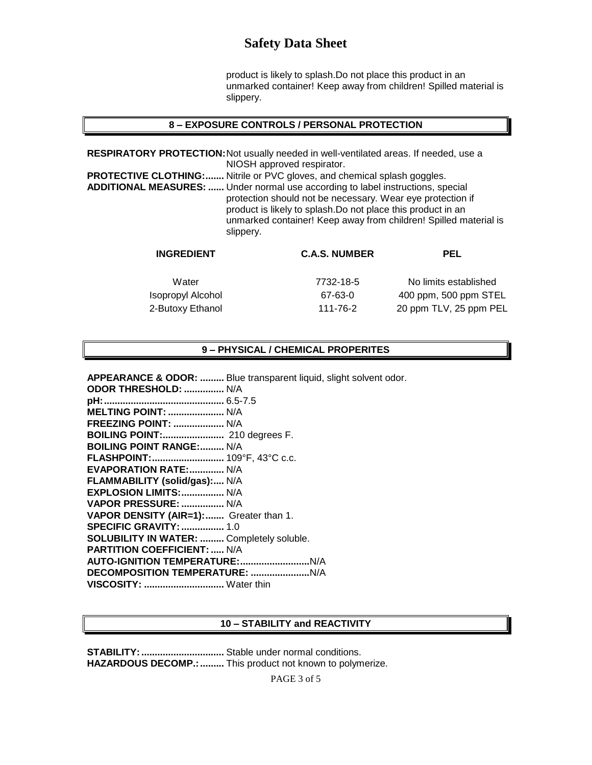product is likely to splash.Do not place this product in an unmarked container! Keep away from children! Spilled material is slippery.

## 8 – EXPOSURE CONTROLS / PERSONAL PROTECTION

**RESPIRATORY PROTECTION:** Not usually needed in well-ventilated areas. If needed, use a NIOSH approved respirator.

**PROTECTIVE CLOTHING:.......** Nitrile or PVC gloves, and chemical splash goggles.

**ADDITIONAL MEASURES: ......** Under normal use according to label instructions, special protection should not be necessary. Wear eye protection if product is likely to splash.Do not place this product in an unmarked container! Keep away from children! Spilled material is slippery.

| INGREDIENT | C.A.S. NUMBER | PEL |
|---|---|---|
| Water | 7732-18-5 | No limits established |
| Isopropyl Alcohol | 67-63-0 | 400 ppm, 500 ppm STEL |
| 2-Butoxy Ethanol | 111-76-2 | 20 ppm TLV, 25 ppm PEL |

## 9 – PHYSICAL / CHEMICAL PROPERITES

**APPEARANCE & ODOR: .........** Blue transparent liquid, slight solvent odor.
**ODOR THRESHOLD: ...............** N/A
**pH:............................................** 6.5-7.5
**MELTING POINT: ....................** N/A
**FREEZING POINT: ...................** N/A
**BOILING POINT:.......................** 210 degrees F.
**BOILING POINT RANGE:.........** N/A
**FLASHPOINT:...........................** 109°F, 43°C c.c.
**EVAPORATION RATE:.............** N/A
**FLAMMABILITY (solid/gas):....** N/A
**EXPLOSION LIMITS:................** N/A
**VAPOR PRESSURE: ................** N/A
**VAPOR DENSITY (AIR=1):.......** Greater than 1.
**SPECIFIC GRAVITY: ................** 1.0
**SOLUBILITY IN WATER: .........** Completely soluble.
**PARTITION COEFFICIENT: .....** N/A
**AUTO-IGNITION TEMPERATURE:..........................**N/A
**DECOMPOSITION TEMPERATURE: ......................**N/A
**VISCOSITY: ..............................** Water thin

## 10 – STABILITY and REACTIVITY

**STABILITY: ...............................** Stable under normal conditions.
**HAZARDOUS DECOMP.: .........** This product not known to polymerize.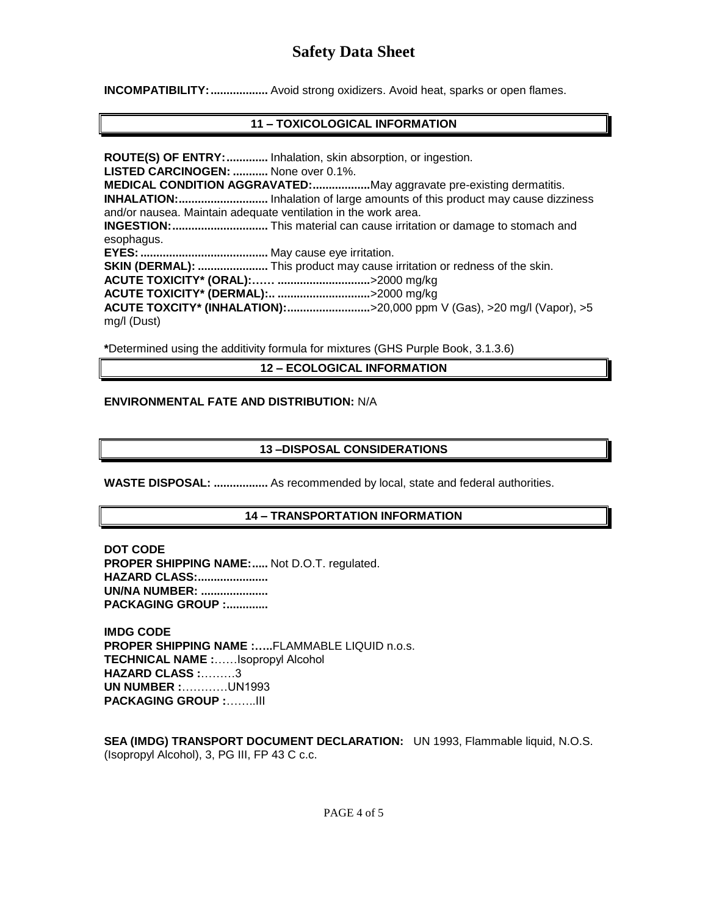# Safety Data Sheet

**INCOMPATIBILITY:..................** Avoid strong oxidizers. Avoid heat, sparks or open flames.

## 11 – TOXICOLOGICAL INFORMATION

**ROUTE(S) OF ENTRY:.............** Inhalation, skin absorption, or ingestion.
**LISTED CARCINOGEN: ...........** None over 0.1%.
**MEDICAL CONDITION AGGRAVATED:..................**May aggravate pre-existing dermatitis.
**INHALATION:............................** Inhalation of large amounts of this product may cause dizziness and/or nausea. Maintain adequate ventilation in the work area.
**INGESTION:..............................** This material can cause irritation or damage to stomach and esophagus.
**EYES:........................................** May cause eye irritation.
**SKIN (DERMAL): ......................** This product may cause irritation or redness of the skin.
**ACUTE TOXICITY* (ORAL):…… ............................**>2000 mg/kg
**ACUTE TOXICITY* (DERMAL):.. .............................**>2000 mg/kg
**ACUTE TOXCITY* (INHALATION):..........................**>20,000 ppm V (Gas), >20 mg/l (Vapor), >5 mg/l (Dust)

**\***Determined using the additivity formula for mixtures (GHS Purple Book, 3.1.3.6)

## 12 – ECOLOGICAL INFORMATION

**ENVIRONMENTAL FATE AND DISTRIBUTION:** N/A

## 13 –DISPOSAL CONSIDERATIONS

**WASTE DISPOSAL: .................** As recommended by local, state and federal authorities.

## 14 – TRANSPORTATION INFORMATION

**DOT CODE**
**PROPER SHIPPING NAME:.....** Not D.O.T. regulated.
**HAZARD CLASS:......................**
**UN/NA NUMBER: .....................**
**PACKAGING GROUP :.............**

**IMDG CODE**
**PROPER SHIPPING NAME :…..**FLAMMABLE LIQUID n.o.s.
**TECHNICAL NAME :**……Isopropyl Alcohol
**HAZARD CLASS :**………3
**UN NUMBER :**…………UN1993
**PACKAGING GROUP :**……..III

**SEA (IMDG) TRANSPORT DOCUMENT DECLARATION:** UN 1993, Flammable liquid, N.O.S. (Isopropyl Alcohol), 3, PG III, FP 43 C c.c.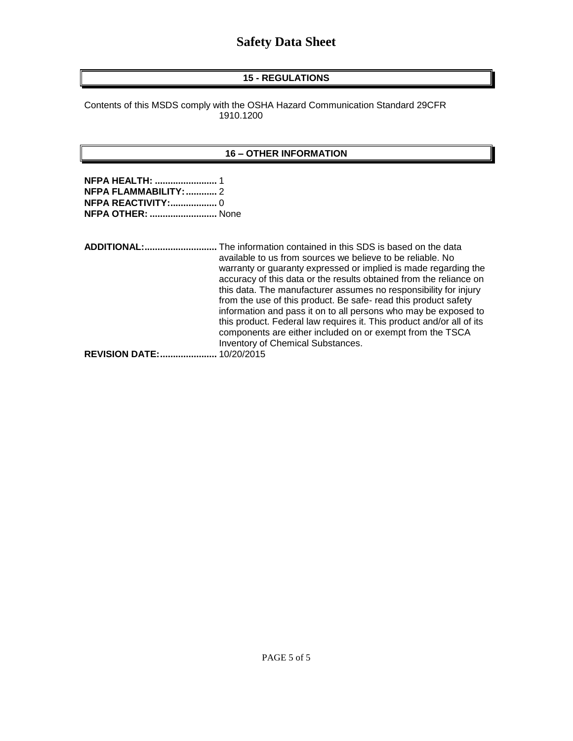## 15 - REGULATIONS

Contents of this MSDS comply with the OSHA Hazard Communication Standard 29CFR 1910.1200

## 16 – OTHER INFORMATION

**NFPA HEALTH: ........................** 1
**NFPA FLAMMABILITY:............** 2
**NFPA REACTIVITY:..................** 0
**NFPA OTHER: ..........................** None

**ADDITIONAL:............................** The information contained in this SDS is based on the data available to us from sources we believe to be reliable. No warranty or guaranty expressed or implied is made regarding the accuracy of this data or the results obtained from the reliance on this data. The manufacturer assumes no responsibility for injury from the use of this product. Be safe- read this product safety information and pass it on to all persons who may be exposed to this product. Federal law requires it. This product and/or all of its components are either included on or exempt from the TSCA Inventory of Chemical Substances.
**REVISION DATE:......................** 10/20/2015